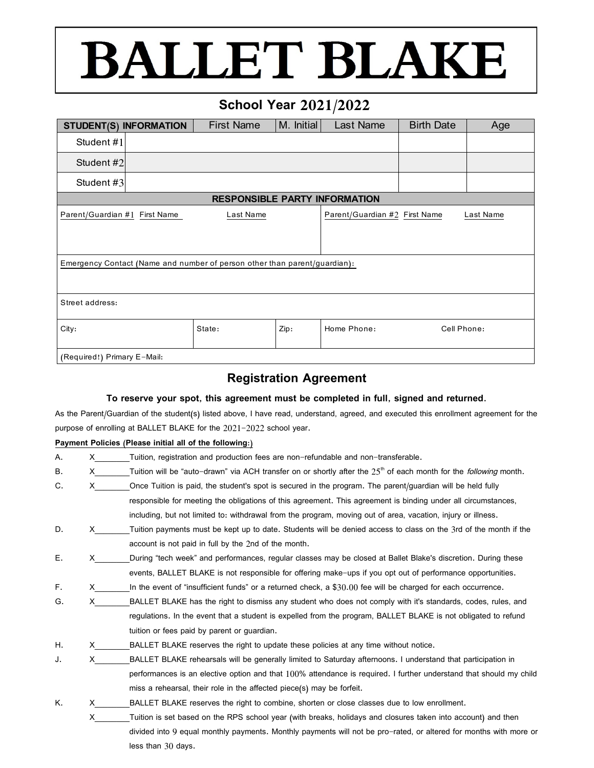# BALLET BLAKE

## School Year 2021/2022

| STUDENT(S) INFORMATION | First Name | M. Initial | Last Name | Birth Date | Age |
|---|---|---|---|---|---|
| Student #1 | | | | | |
| Student #2 | | | | | |
| Student #3 | | | | | |

| RESPONSIBLE PARTY INFORMATION | | | | |
|---|---|---|---|---|
| Parent/Guardian #1 First Name Last Name | | | Parent/Guardian #2 First Name Last Name | |
| Emergency Contact (Name and number of person other than parent/guardian): | | | | |
| Street address: | | | | |
| City: | State: | Zip: | Home Phone: | Cell Phone: |
| (Required!) Primary E-Mail: | | | | |

## Registration Agreement

**To reserve your spot, this agreement must be completed in full, signed and returned.**

As the Parent/Guardian of the student(s) listed above, I have read, understand, agreed, and executed this enrollment agreement for the purpose of enrolling at BALLET BLAKE for the 2021-2022 school year.

**Payment Policies (Please initial all of the following:)**

A. X________ Tuition, registration and production fees are non-refundable and non-transferable.

B. X________ Tuition will be "auto-drawn" via ACH transfer on or shortly after the 25th of each month for the *following* month.

C. X________ Once Tuition is paid, the student's spot is secured in the program. The parent/guardian will be held fully responsible for meeting the obligations of this agreement. This agreement is binding under all circumstances, including, but not limited to: withdrawal from the program, moving out of area, vacation, injury or illness.

D. X________ Tuition payments must be kept up to date. Students will be denied access to class on the 3rd of the month if the account is not paid in full by the 2nd of the month.

E. X________ During "tech week" and performances, regular classes may be closed at Ballet Blake's discretion. During these events, BALLET BLAKE is not responsible for offering make-ups if you opt out of performance opportunities.

F. X________ In the event of "insufficient funds" or a returned check, a $30.00 fee will be charged for each occurrence.

G. X________ BALLET BLAKE has the right to dismiss any student who does not comply with it's standards, codes, rules, and regulations. In the event that a student is expelled from the program, BALLET BLAKE is not obligated to refund tuition or fees paid by parent or guardian.

H. X________ BALLET BLAKE reserves the right to update these policies at any time without notice.

J. X________ BALLET BLAKE rehearsals will be generally limited to Saturday afternoons. I understand that participation in performances is an elective option and that 100% attendance is required. I further understand that should my child miss a rehearsal, their role in the affected piece(s) may be forfeit.

K. X________ BALLET BLAKE reserves the right to combine, shorten or close classes due to low enrollment.

X________ Tuition is set based on the RPS school year (with breaks, holidays and closures taken into account) and then divided into 9 equal monthly payments. Monthly payments will not be pro-rated, or altered for months with more or less than 30 days.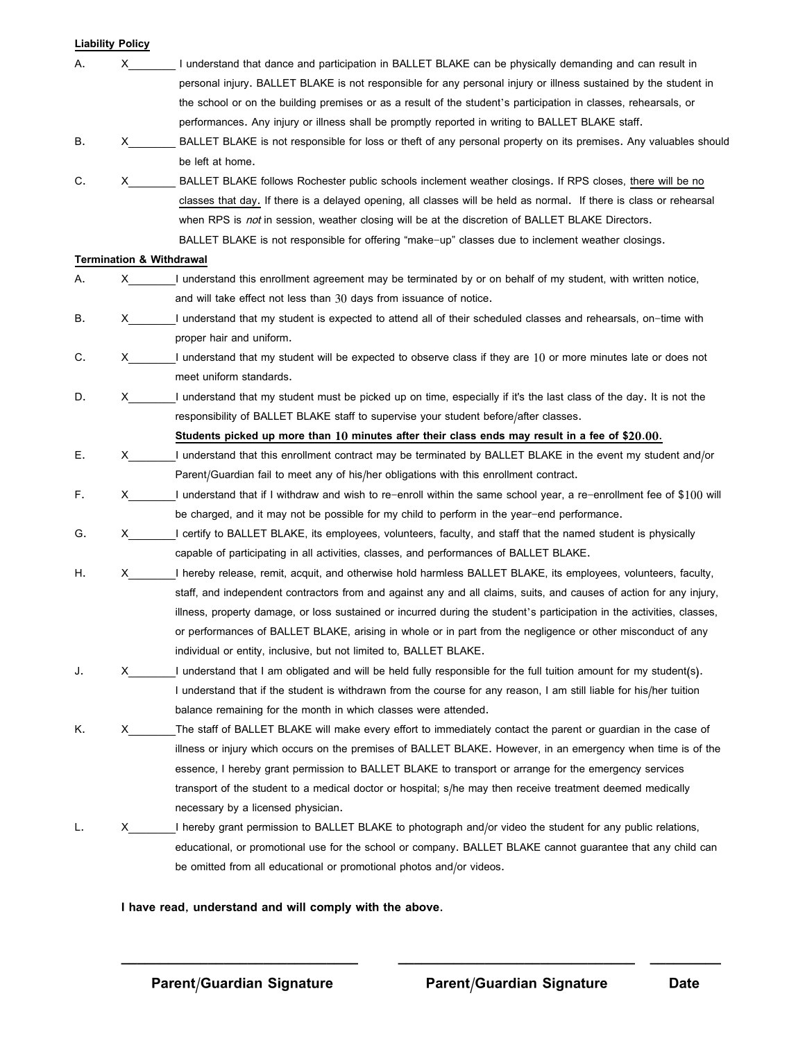**Liability Policy**

A. X________ I understand that dance and participation in BALLET BLAKE can be physically demanding and can result in personal injury. BALLET BLAKE is not responsible for any personal injury or illness sustained by the student in the school or on the building premises or as a result of the student's participation in classes, rehearsals, or performances. Any injury or illness shall be promptly reported in writing to BALLET BLAKE staff.

B. X________ BALLET BLAKE is not responsible for loss or theft of any personal property on its premises. Any valuables should be left at home.

C. X________ BALLET BLAKE follows Rochester public schools inclement weather closings. If RPS closes, there will be no classes that day. If there is a delayed opening, all classes will be held as normal. If there is class or rehearsal when RPS is *not* in session, weather closing will be at the discretion of BALLET BLAKE Directors. BALLET BLAKE is not responsible for offering "make-up" classes due to inclement weather closings.

**Termination & Withdrawal**

A. X________ I understand this enrollment agreement may be terminated by or on behalf of my student, with written notice, and will take effect not less than 30 days from issuance of notice.

B. X________ I understand that my student is expected to attend all of their scheduled classes and rehearsals, on-time with proper hair and uniform.

C. X________ I understand that my student will be expected to observe class if they are 10 or more minutes late or does not meet uniform standards.

D. X________ I understand that my student must be picked up on time, especially if it's the last class of the day. It is not the responsibility of BALLET BLAKE staff to supervise your student before/after classes.
**Students picked up more than 10 minutes after their class ends may result in a fee of $20.00.**

E. X________ I understand that this enrollment contract may be terminated by BALLET BLAKE in the event my student and/or Parent/Guardian fail to meet any of his/her obligations with this enrollment contract.

F. X________ I understand that if I withdraw and wish to re-enroll within the same school year, a re-enrollment fee of $100 will be charged, and it may not be possible for my child to perform in the year-end performance.

G. X________ I certify to BALLET BLAKE, its employees, volunteers, faculty, and staff that the named student is physically capable of participating in all activities, classes, and performances of BALLET BLAKE.

H. X________ I hereby release, remit, acquit, and otherwise hold harmless BALLET BLAKE, its employees, volunteers, faculty, staff, and independent contractors from and against any and all claims, suits, and causes of action for any injury, illness, property damage, or loss sustained or incurred during the student's participation in the activities, classes, or performances of BALLET BLAKE, arising in whole or in part from the negligence or other misconduct of any individual or entity, inclusive, but not limited to, BALLET BLAKE.

J. X________ I understand that I am obligated and will be held fully responsible for the full tuition amount for my student(s). I understand that if the student is withdrawn from the course for any reason, I am still liable for his/her tuition balance remaining for the month in which classes were attended.

K. X________ The staff of BALLET BLAKE will make every effort to immediately contact the parent or guardian in the case of illness or injury which occurs on the premises of BALLET BLAKE. However, in an emergency when time is of the essence, I hereby grant permission to BALLET BLAKE to transport or arrange for the emergency services transport of the student to a medical doctor or hospital; s/he may then receive treatment deemed medically necessary by a licensed physician.

L. X________ I hereby grant permission to BALLET BLAKE to photograph and/or video the student for any public relations, educational, or promotional use for the school or company. BALLET BLAKE cannot guarantee that any child can be omitted from all educational or promotional photos and/or videos.

**I have read, understand and will comply with the above.**

______________________________ ______________________________ __________

**Parent/Guardian Signature** **Parent/Guardian Signature** **Date**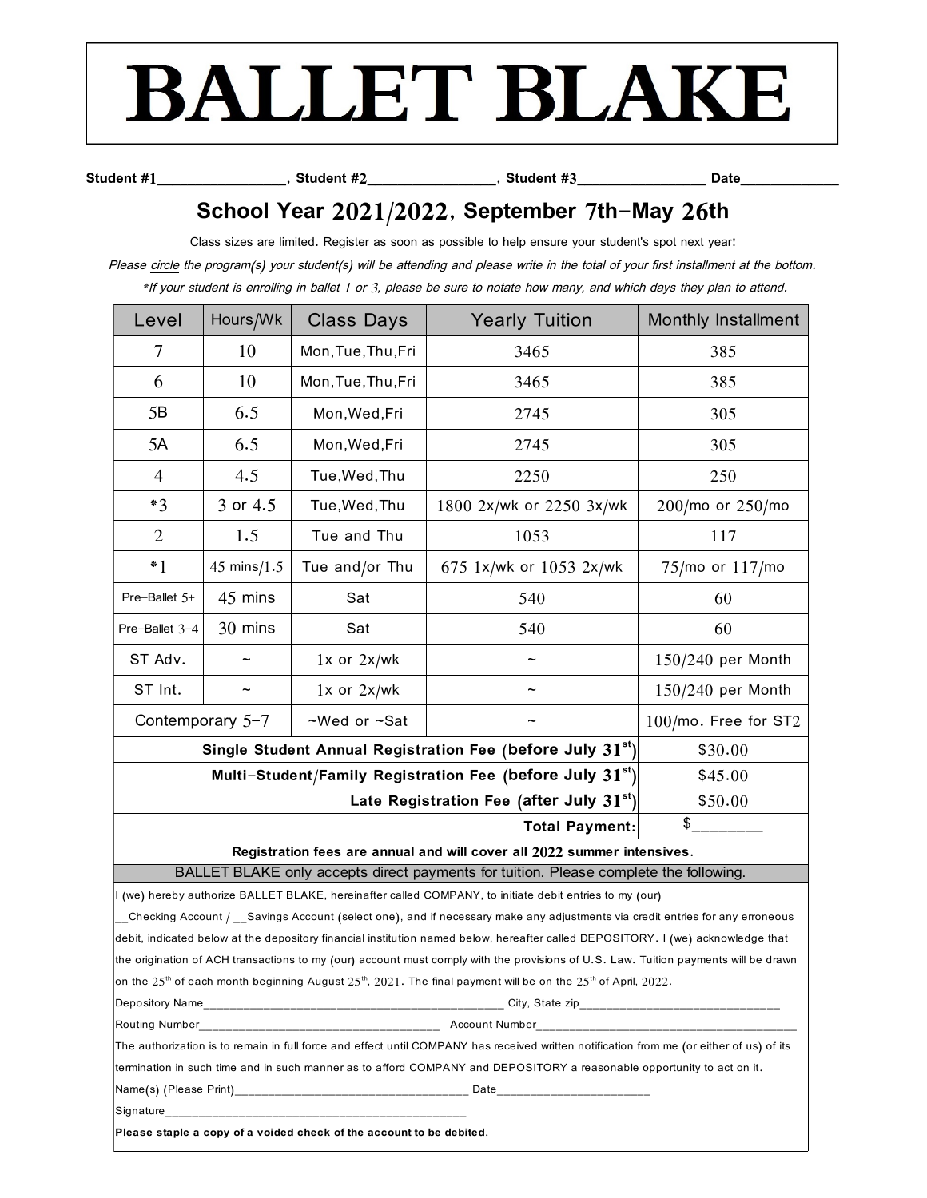# BALLET BLAKE

**Student #1________________, Student #2________________, Student #3________________ Date____________**

## School Year 2021/2022, September 7th-May 26th

Class sizes are limited. Register as soon as possible to help ensure your student's spot next year!

*Please circle the program(s) your student(s) will be attending and please write in the total of your first installment at the bottom.*

*\*If your student is enrolling in ballet 1 or 3, please be sure to notate how many, and which days they plan to attend.*

| Level | Hours/Wk | Class Days | Yearly Tuition | Monthly Installment |
|---|---|---|---|---|
| 7 | 10 | Mon,Tue,Thu,Fri | 3465 | 385 |
| 6 | 10 | Mon,Tue,Thu,Fri | 3465 | 385 |
| 5B | 6.5 | Mon,Wed,Fri | 2745 | 305 |
| 5A | 6.5 | Mon,Wed,Fri | 2745 | 305 |
| 4 | 4.5 | Tue,Wed,Thu | 2250 | 250 |
| *3 | 3 or 4.5 | Tue,Wed,Thu | 1800 2x/wk or 2250 3x/wk | 200/mo or 250/mo |
| 2 | 1.5 | Tue and Thu | 1053 | 117 |
| *1 | 45 mins/1.5 | Tue and/or Thu | 675 1x/wk or 1053 2x/wk | 75/mo or 117/mo |
| Pre-Ballet 5+ | 45 mins | Sat | 540 | 60 |
| Pre-Ballet 3-4 | 30 mins | Sat | 540 | 60 |
| ST Adv. | ~ | 1x or 2x/wk | ~ | 150/240 per Month |
| ST Int. | ~ | 1x or 2x/wk | ~ | 150/240 per Month |
| Contemporary 5-7 | | ~Wed or ~Sat | ~ | 100/mo. Free for ST2 |
| **Single Student Annual Registration Fee (before July 31st)** | | | | $30.00 |
| **Multi-Student/Family Registration Fee (before July 31st)** | | | | $45.00 |
| **Late Registration Fee (after July 31st)** | | | | $50.00 |
| **Total Payment:** | | | | $________ |

**Registration fees are annual and will cover all 2022 summer intensives.**

BALLET BLAKE only accepts direct payments for tuition. Please complete the following.

I (we) hereby authorize BALLET BLAKE, hereinafter called COMPANY, to initiate debit entries to my (our) __Checking Account / __Savings Account (select one), and if necessary make any adjustments via credit entries for any erroneous debit, indicated below at the depository financial institution named below, hereafter called DEPOSITORY. I (we) acknowledge that the origination of ACH transactions to my (our) account must comply with the provisions of U.S. Law. Tuition payments will be drawn on the 25th of each month beginning August 25th, 2021. The final payment will be on the 25th of April, 2022.

Depository Name_____________________________________________ City, State zip______________________________

Routing Number_____________________________________ Account Number______________________________________

The authorization is to remain in full force and effect until COMPANY has received written notification from me (or either of us) of its termination in such time and in such manner as to afford COMPANY and DEPOSITORY a reasonable opportunity to act on it.

Name(s) (Please Print)___________________________________ Date______________________

Signature_____________________________________________

**Please staple a copy of a voided check of the account to be debited.**